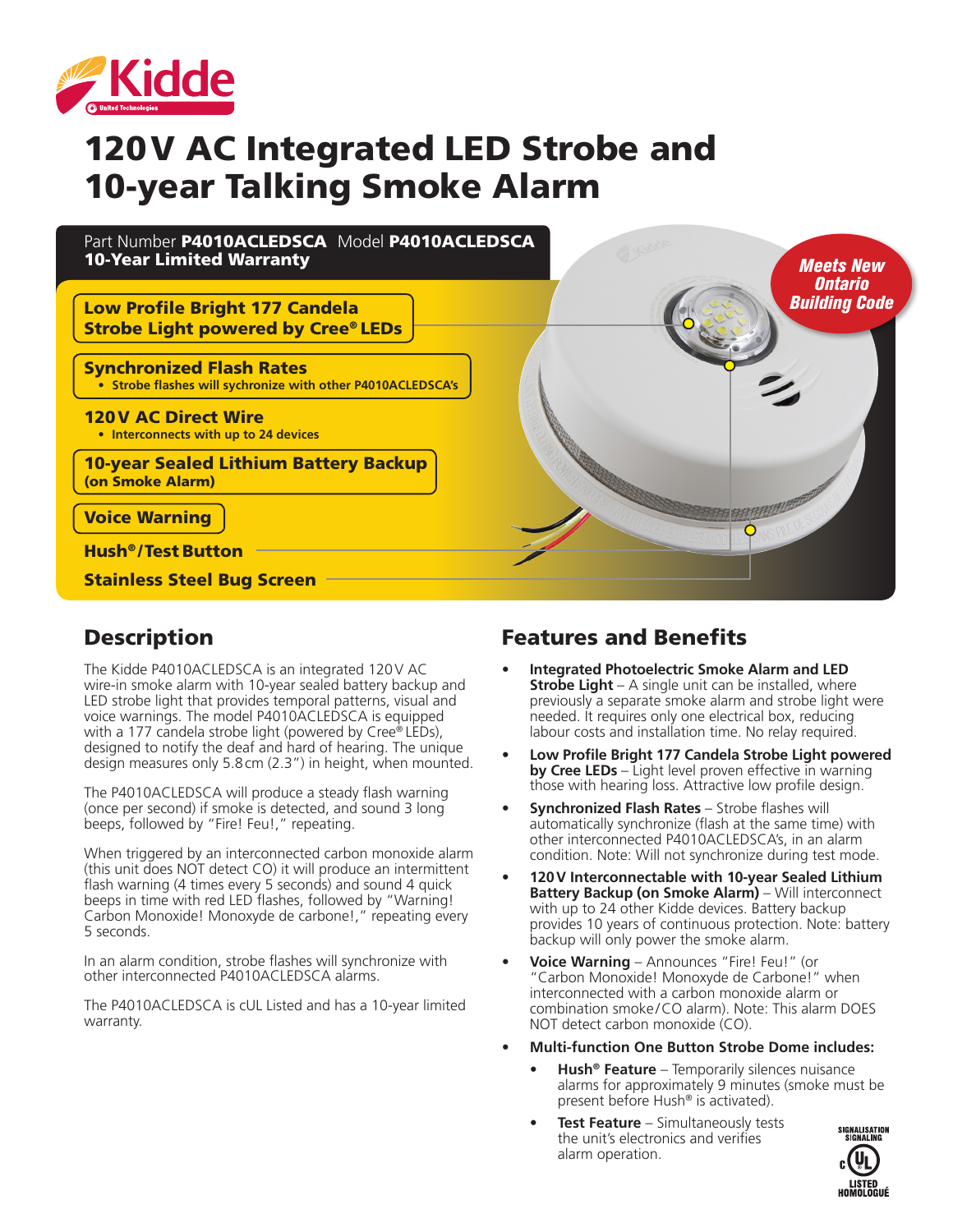# 120 V AC Integrated LED Strobe and 10-year Talking Smoke Alarm

Part Number **P4010ACLEDSCA** Model **P4010ACLEDSCA**
**10-Year Limited Warranty**

***Meets New Ontario Building Code***

**Low Profile Bright 177 Candela Strobe Light powered by Cree® LEDs**

**Synchronized Flash Rates**

- **Strobe flashes will sychronize with other P4010ACLEDSCA's**

**120 V AC Direct Wire**

- **Interconnects with up to 24 devices**

**10-year Sealed Lithium Battery Backup (on Smoke Alarm)**

**Voice Warning**

**Hush®/Test Button**

**Stainless Steel Bug Screen**

## Description

The Kidde P4010ACLEDSCA is an integrated 120 V AC wire-in smoke alarm with 10-year sealed battery backup and LED strobe light that provides temporal patterns, visual and voice warnings. The model P4010ACLEDSCA is equipped with a 177 candela strobe light (powered by Cree® LEDs), designed to notify the deaf and hard of hearing. The unique design measures only 5.8 cm (2.3") in height, when mounted.

The P4010ACLEDSCA will produce a steady flash warning (once per second) if smoke is detected, and sound 3 long beeps, followed by "Fire! Feu!," repeating.

When triggered by an interconnected carbon monoxide alarm (this unit does NOT detect CO) it will produce an intermittent flash warning (4 times every 5 seconds) and sound 4 quick beeps in time with red LED flashes, followed by "Warning! Carbon Monoxide! Monoxyde de carbone!," repeating every 5 seconds.

In an alarm condition, strobe flashes will synchronize with other interconnected P4010ACLEDSCA alarms.

The P4010ACLEDSCA is cUL Listed and has a 10-year limited warranty.

## Features and Benefits

- **Integrated Photoelectric Smoke Alarm and LED Strobe Light** – A single unit can be installed, where previously a separate smoke alarm and strobe light were needed. It requires only one electrical box, reducing labour costs and installation time. No relay required.
- **Low Profile Bright 177 Candela Strobe Light powered by Cree LEDs** – Light level proven effective in warning those with hearing loss. Attractive low profile design.
- **Synchronized Flash Rates** – Strobe flashes will automatically synchronize (flash at the same time) with other interconnected P4010ACLEDSCA's, in an alarm condition. Note: Will not synchronize during test mode.
- **120 V Interconnectable with 10-year Sealed Lithium Battery Backup (on Smoke Alarm)** – Will interconnect with up to 24 other Kidde devices. Battery backup provides 10 years of continuous protection. Note: battery backup will only power the smoke alarm.
- **Voice Warning** – Announces "Fire! Feu!" (or "Carbon Monoxide! Monoxyde de Carbone!" when interconnected with a carbon monoxide alarm or combination smoke/CO alarm). Note: This alarm DOES NOT detect carbon monoxide (CO).
- **Multi-function One Button Strobe Dome includes:**
  - **Hush® Feature** – Temporarily silences nuisance alarms for approximately 9 minutes (smoke must be present before Hush® is activated).
  - **Test Feature** – Simultaneously tests the unit's electronics and verifies alarm operation.

SIGNALISATION SIGNALING c UL LISTED HOMOLOGUÉ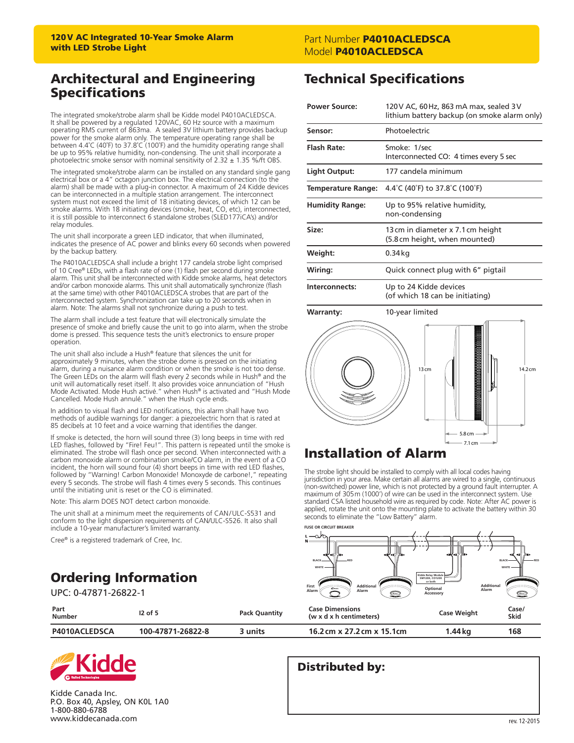**120V AC Integrated 10-Year Smoke Alarm with LED Strobe Light**

Part Number **P4010ACLEDSCA**
Model **P4010ACLEDSCA**

## Architectural and Engineering Specifications

The integrated smoke/strobe alarm shall be Kidde model P4010ACLEDSCA. It shall be powered by a regulated 120VAC, 60 Hz source with a maximum operating RMS current of 863ma. A sealed 3V lithium battery provides backup power for the smoke alarm only. The temperature operating range shall be between 4.4˚C (40˚F) to 37.8˚C (100˚F) and the humidity operating range shall be up to 95% relative humidity, non-condensing. The unit shall incorporate a photoelectric smoke sensor with nominal sensitivity of 2.32 ± 1.35 %/ft OBS.

The integrated smoke/strobe alarm can be installed on any standard single gang electrical box or a 4" octagon junction box. The electrical connection (to the alarm) shall be made with a plug-in connector. A maximum of 24 Kidde devices can be interconnected in a multiple station arrangement. The interconnect system must not exceed the limit of 18 initiating devices, of which 12 can be smoke alarms. With 18 initiating devices (smoke, heat, CO, etc), interconnected, it is still possible to interconnect 6 standalone strobes (SLED177iCA's) and/or relay modules.

The unit shall incorporate a green LED indicator, that when illuminated, indicates the presence of AC power and blinks every 60 seconds when powered by the backup battery.

The P4010ACLEDSCA shall include a bright 177 candela strobe light comprised of 10 Cree® LEDs, with a flash rate of one (1) flash per second during smoke alarm. This unit shall be interconnected with Kidde smoke alarms, heat detectors and/or carbon monoxide alarms. This unit shall automatically synchronize (flash at the same time) with other P4010ACLEDSCA strobes that are part of the interconnected system. Synchronization can take up to 20 seconds when in alarm. Note: The alarms shall not synchronize during a push to test.

The alarm shall include a test feature that will electronically simulate the presence of smoke and briefly cause the unit to go into alarm, when the strobe dome is pressed. This sequence tests the unit's electronics to ensure proper operation.

The unit shall also include a Hush® feature that silences the unit for approximately 9 minutes, when the strobe dome is pressed on the initiating alarm, during a nuisance alarm condition or when the smoke is not too dense. The Green LEDs on the alarm will flash every 2 seconds while in Hush® and the unit will automatically reset itself. It also provides voice annunciation of "Hush Mode Activated. Mode Hush activé." when Hush® is activated and "Hush Mode Cancelled. Mode Hush annulé." when the Hush cycle ends.

In addition to visual flash and LED notifications, this alarm shall have two methods of audible warnings for danger: a piezoelectric horn that is rated at 85 decibels at 10 feet and a voice warning that identifies the danger.

If smoke is detected, the horn will sound three (3) long beeps in time with red LED flashes, followed by "Fire! Feu!". This pattern is repeated until the smoke is eliminated. The strobe will flash once per second. When interconnected with a carbon monoxide alarm or combination smoke/CO alarm, in the event of a CO incident, the horn will sound four (4) short beeps in time with red LED flashes, followed by "Warning! Carbon Monoxide! Monoxyde de carbone!," repeating every 5 seconds. The strobe will flash 4 times every 5 seconds. This continues until the initiating unit is reset or the CO is eliminated.

Note: This alarm DOES NOT detect carbon monoxide.

The unit shall at a minimum meet the requirements of CAN/ULC-S531 and conform to the light dispersion requirements of CAN/ULC-S526. It also shall include a 10-year manufacturer's limited warranty.

Cree® is a registered trademark of Cree, Inc.

## Technical Specifications

| | |
|---|---|
| **Power Source:** | 120V AC, 60Hz, 863 mA max, sealed 3V lithium battery backup (on smoke alarm only) |
| **Sensor:** | Photoelectric |
| **Flash Rate:** | Smoke: 1/sec<br>Interconnected CO: 4 times every 5 sec |
| **Light Output:** | 177 candela minimum |
| **Temperature Range:** | 4.4˚C (40˚F) to 37.8˚C (100˚F) |
| **Humidity Range:** | Up to 95% relative humidity, non-condensing |
| **Size:** | 13cm in diameter x 7.1cm height (5.8cm height, when mounted) |
| **Weight:** | 0.34kg |
| **Wiring:** | Quick connect plug with 6" pigtail |
| **Interconnects:** | Up to 24 Kidde devices (of which 18 can be initiating) |
| **Warranty:** | 10-year limited |

13cm
14.2cm
5.8cm
7.1cm

## Installation of Alarm

The strobe light should be installed to comply with all local codes having jurisdiction in your area. Make certain all alarms are wired to a single, continuous (non-switched) power line, which is not protected by a ground fault interrupter. A maximum of 305m (1000') of wire can be used in the interconnect system. Use standard CSA listed household wire as required by code. Note: After AC power is applied, rotate the unit onto the mounting plate to activate the battery within 30 seconds to eliminate the "Low Battery" alarm.

FUSE OR CIRCUIT BREAKER
L
N
BLACK
WHITE
RED
First Alarm
Additional Alarm
Kidde Relay Module SM120X, CO120X or both
Optional Accessory
Additional Alarm

## Ordering Information

UPC: 0-47871-26822-1

| Part Number | I2 of 5 | Pack Quantity | Case Dimensions (w x d x h centimeters) | Case Weight | Case/Skid |
|---|---|---|---|---|---|
| **P4010ACLEDSCA** | **100-47871-26822-8** | **3 units** | **16.2cm x 27.2cm x 15.1cm** | **1.44kg** | **168** |

Kidde Canada Inc.
P.O. Box 40, Apsley, ON K0L 1A0
1-800-880-6788
www.kiddecanada.com

**Distributed by:**

rev. 12-2015